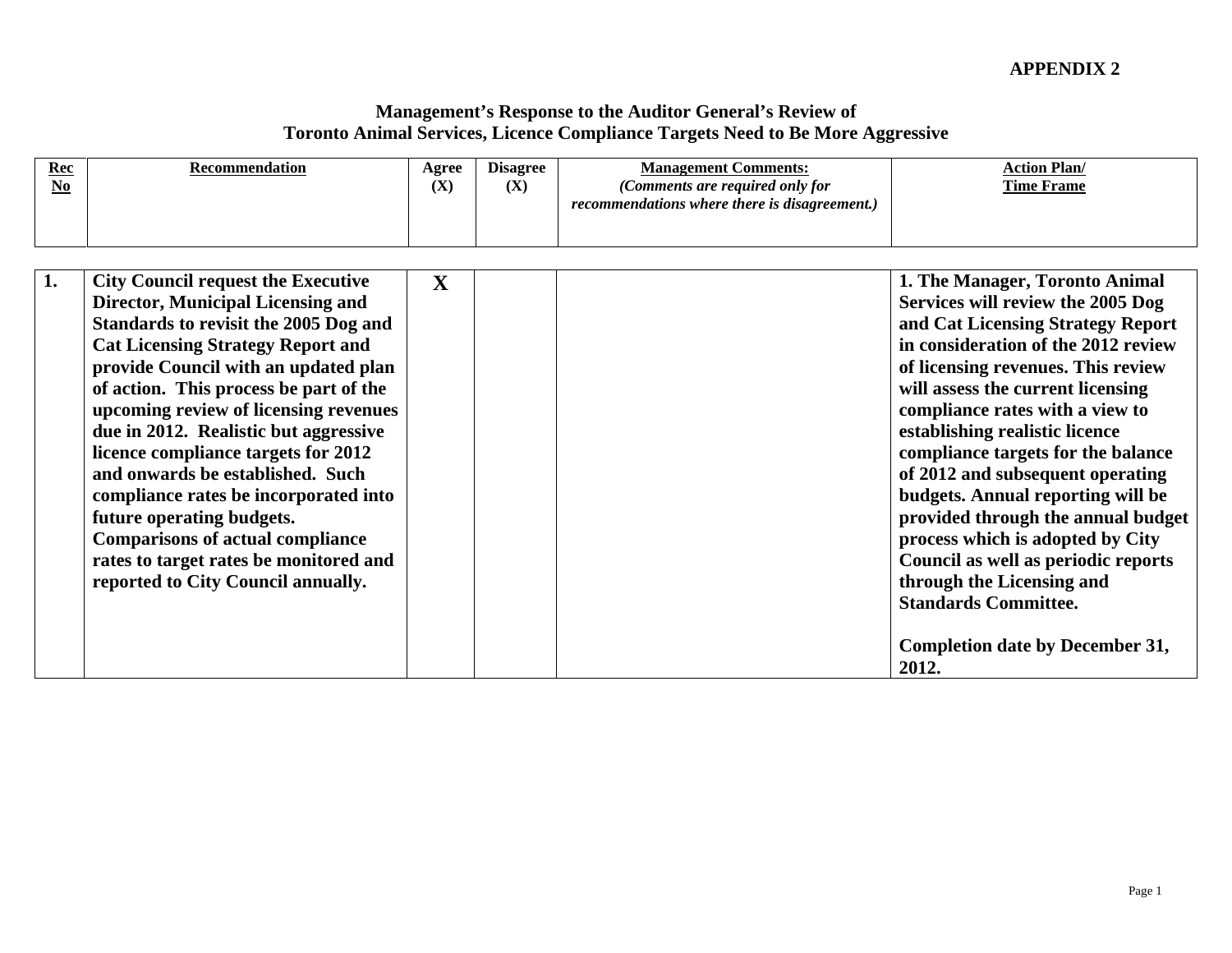**APPENDIX 2**

## Management's Response to the Auditor General's Review of Toronto Animal Services, Licence Compliance Targets Need to Be More Aggressive

| Rec No | Recommendation | Agree (X) | Disagree (X) | Management Comments: *(Comments are required only for recommendations where there is disagreement.)* | Action Plan/ Time Frame |
|---|---|---|---|---|---|
| **1.** | **City Council request the Executive Director, Municipal Licensing and Standards to revisit the 2005 Dog and Cat Licensing Strategy Report and provide Council with an updated plan of action. This process be part of the upcoming review of licensing revenues due in 2012. Realistic but aggressive licence compliance targets for 2012 and onwards be established. Such compliance rates be incorporated into future operating budgets. Comparisons of actual compliance rates to target rates be monitored and reported to City Council annually.** | **X** | | | **1. The Manager, Toronto Animal Services will review the 2005 Dog and Cat Licensing Strategy Report in consideration of the 2012 review of licensing revenues. This review will assess the current licensing compliance rates with a view to establishing realistic licence compliance targets for the balance of 2012 and subsequent operating budgets. Annual reporting will be provided through the annual budget process which is adopted by City Council as well as periodic reports through the Licensing and Standards Committee.**<br><br>**Completion date by December 31, 2012.** |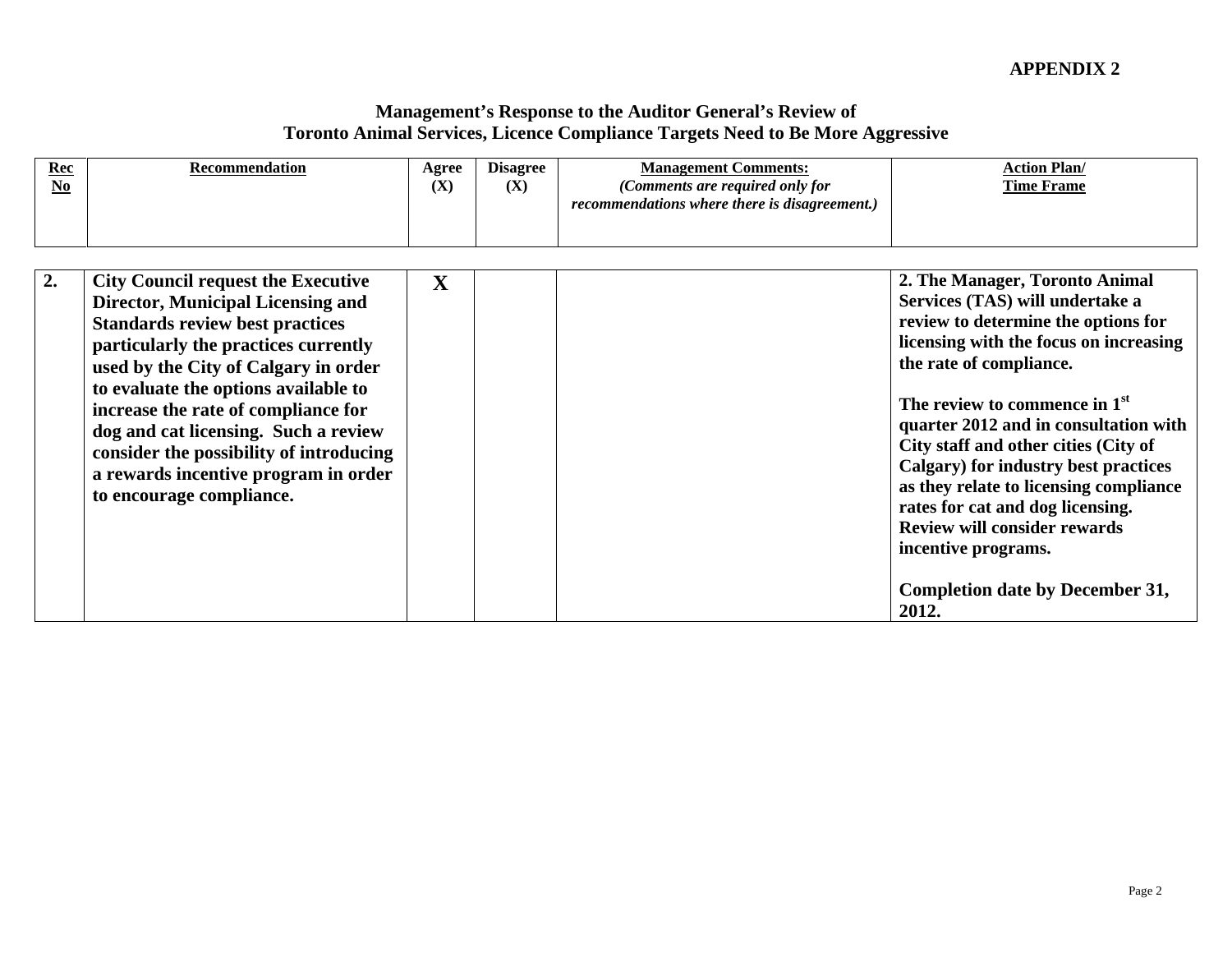**APPENDIX 2**

## Management's Response to the Auditor General's Review of Toronto Animal Services, Licence Compliance Targets Need to Be More Aggressive

| Rec No | Recommendation | Agree (X) | Disagree (X) | Management Comments: *(Comments are required only for recommendations where there is disagreement.)* | Action Plan/ Time Frame |
|---|---|---|---|---|---|
| **2.** | **City Council request the Executive Director, Municipal Licensing and Standards review best practices particularly the practices currently used by the City of Calgary in order to evaluate the options available to increase the rate of compliance for dog and cat licensing. Such a review consider the possibility of introducing a rewards incentive program in order to encourage compliance.** | **X** | | | **2. The Manager, Toronto Animal Services (TAS) will undertake a review to determine the options for licensing with the focus on increasing the rate of compliance.**<br><br>**The review to commence in 1st quarter 2012 and in consultation with City staff and other cities (City of Calgary) for industry best practices as they relate to licensing compliance rates for cat and dog licensing. Review will consider rewards incentive programs.**<br><br>**Completion date by December 31, 2012.** |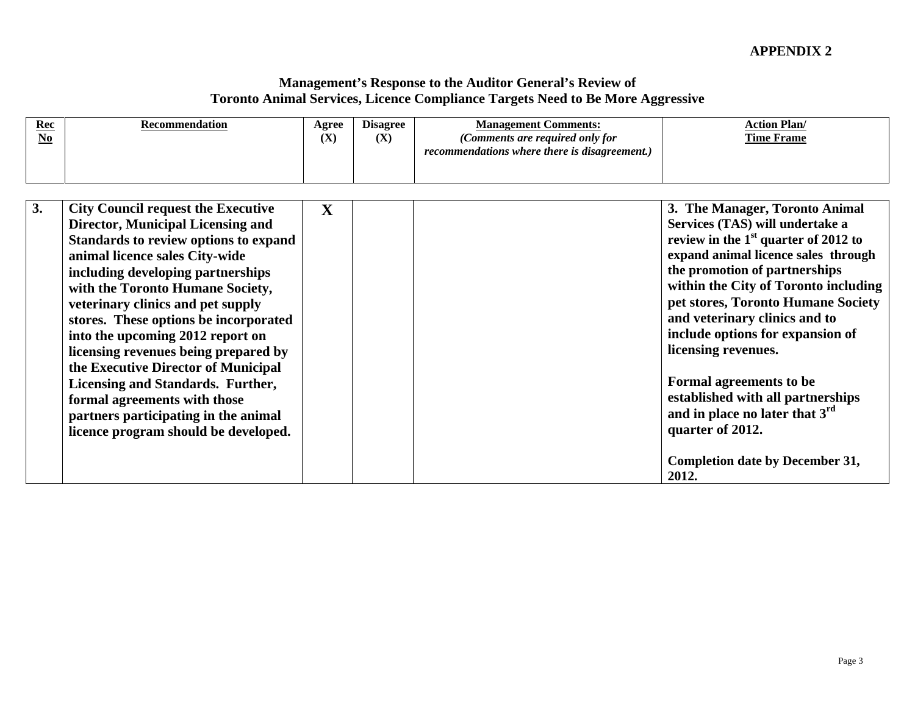**APPENDIX 2**

## Management's Response to the Auditor General's Review of Toronto Animal Services, Licence Compliance Targets Need to Be More Aggressive

| Rec No | Recommendation | Agree (X) | Disagree (X) | Management Comments: *(Comments are required only for recommendations where there is disagreement.)* | Action Plan/ Time Frame |
|---|---|---|---|---|---|
| **3.** | **City Council request the Executive Director, Municipal Licensing and Standards to review options to expand animal licence sales City-wide including developing partnerships with the Toronto Humane Society, veterinary clinics and pet supply stores. These options be incorporated into the upcoming 2012 report on licensing revenues being prepared by the Executive Director of Municipal Licensing and Standards. Further, formal agreements with those partners participating in the animal licence program should be developed.** | **X** | | | **3. The Manager, Toronto Animal Services (TAS) will undertake a review in the 1st quarter of 2012 to expand animal licence sales through the promotion of partnerships within the City of Toronto including pet stores, Toronto Humane Society and veterinary clinics and to include options for expansion of licensing revenues.**<br><br>**Formal agreements to be established with all partnerships and in place no later that 3rd quarter of 2012.**<br><br>**Completion date by December 31, 2012.** |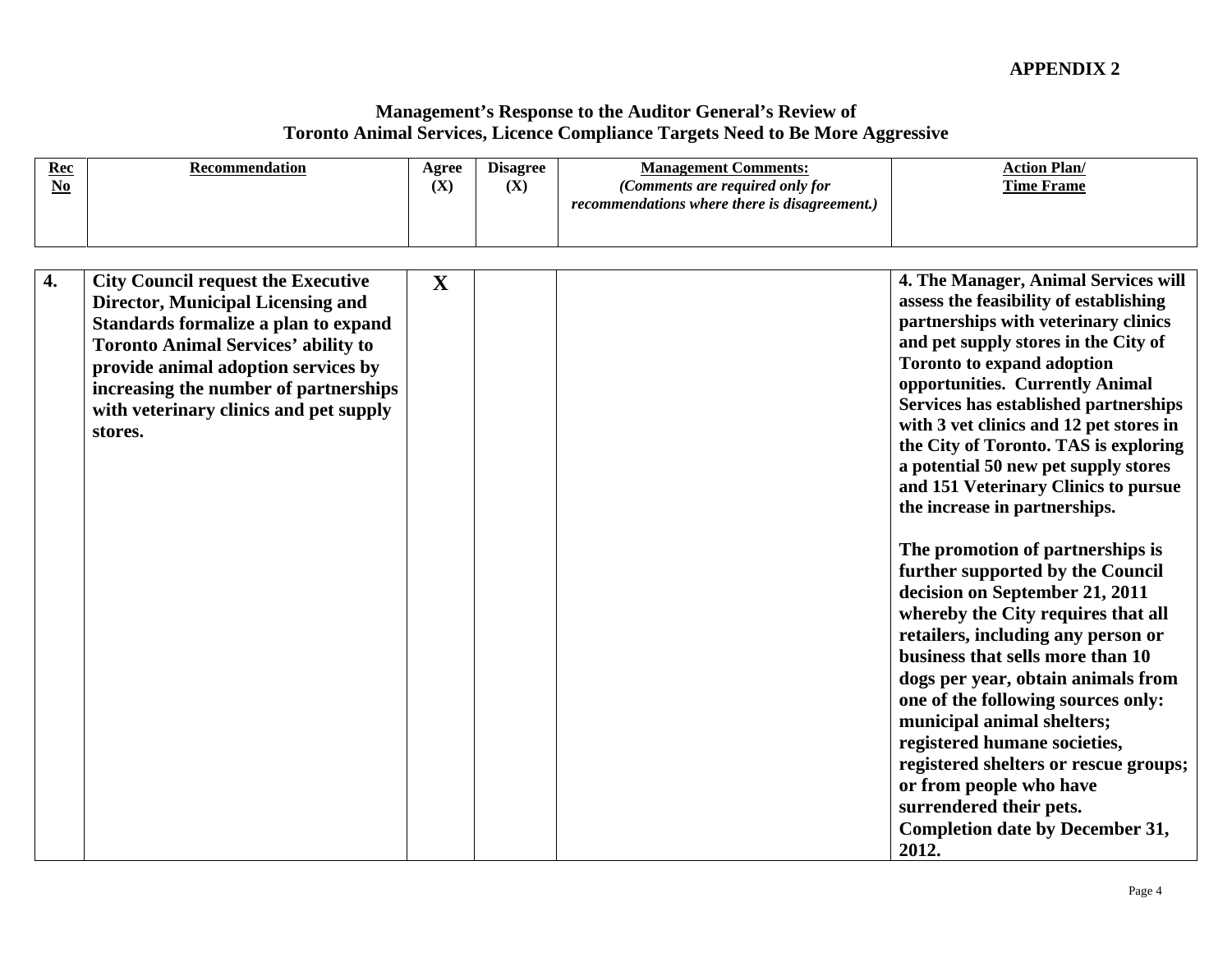APPENDIX 2

## Management's Response to the Auditor General's Review of Toronto Animal Services, Licence Compliance Targets Need to Be More Aggressive

| Rec No | Recommendation | Agree (X) | Disagree (X) | Management Comments: *(Comments are required only for recommendations where there is disagreement.)* | Action Plan/ Time Frame |
|---|---|---|---|---|---|
| **4.** | **City Council request the Executive Director, Municipal Licensing and Standards formalize a plan to expand Toronto Animal Services' ability to provide animal adoption services by increasing the number of partnerships with veterinary clinics and pet supply stores.** | **X** | | | **4. The Manager, Animal Services will assess the feasibility of establishing partnerships with veterinary clinics and pet supply stores in the City of Toronto to expand adoption opportunities. Currently Animal Services has established partnerships with 3 vet clinics and 12 pet stores in the City of Toronto. TAS is exploring a potential 50 new pet supply stores and 151 Veterinary Clinics to pursue the increase in partnerships.**<br><br>**The promotion of partnerships is further supported by the Council decision on September 21, 2011 whereby the City requires that all retailers, including any person or business that sells more than 10 dogs per year, obtain animals from one of the following sources only: municipal animal shelters; registered humane societies, registered shelters or rescue groups; or from people who have surrendered their pets.**<br>**Completion date by December 31, 2012.** |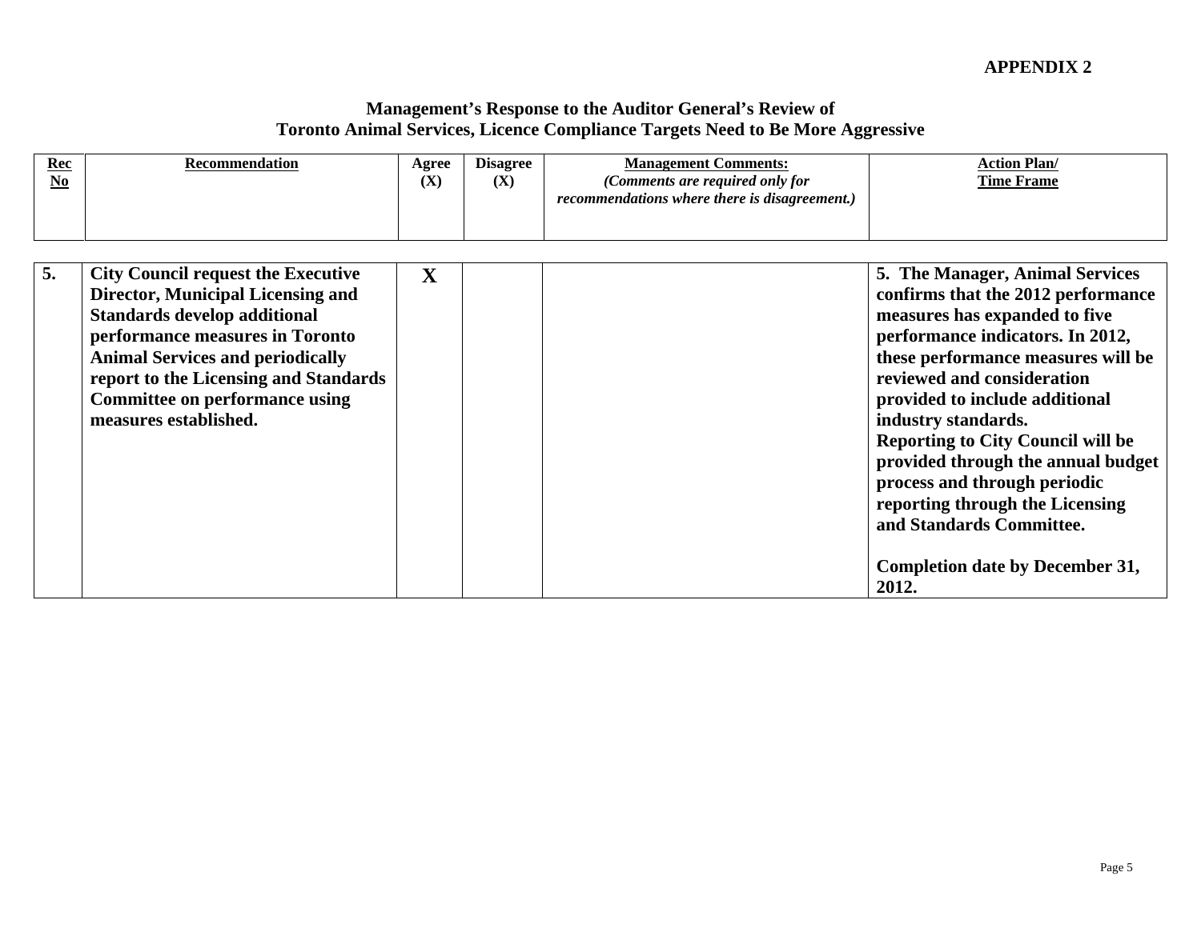**APPENDIX 2**

## Management's Response to the Auditor General's Review of Toronto Animal Services, Licence Compliance Targets Need to Be More Aggressive

| Rec No | Recommendation | Agree (X) | Disagree (X) | Management Comments: *(Comments are required only for recommendations where there is disagreement.)* | Action Plan/ Time Frame |
|---|---|---|---|---|---|
| **5.** | **City Council request the Executive Director, Municipal Licensing and Standards develop additional performance measures in Toronto Animal Services and periodically report to the Licensing and Standards Committee on performance using measures established.** | **X** | | | **5. The Manager, Animal Services confirms that the 2012 performance measures has expanded to five performance indicators. In 2012, these performance measures will be reviewed and consideration provided to include additional industry standards.** **Reporting to City Council will be provided through the annual budget process and through periodic reporting through the Licensing and Standards Committee.** **Completion date by December 31, 2012.** |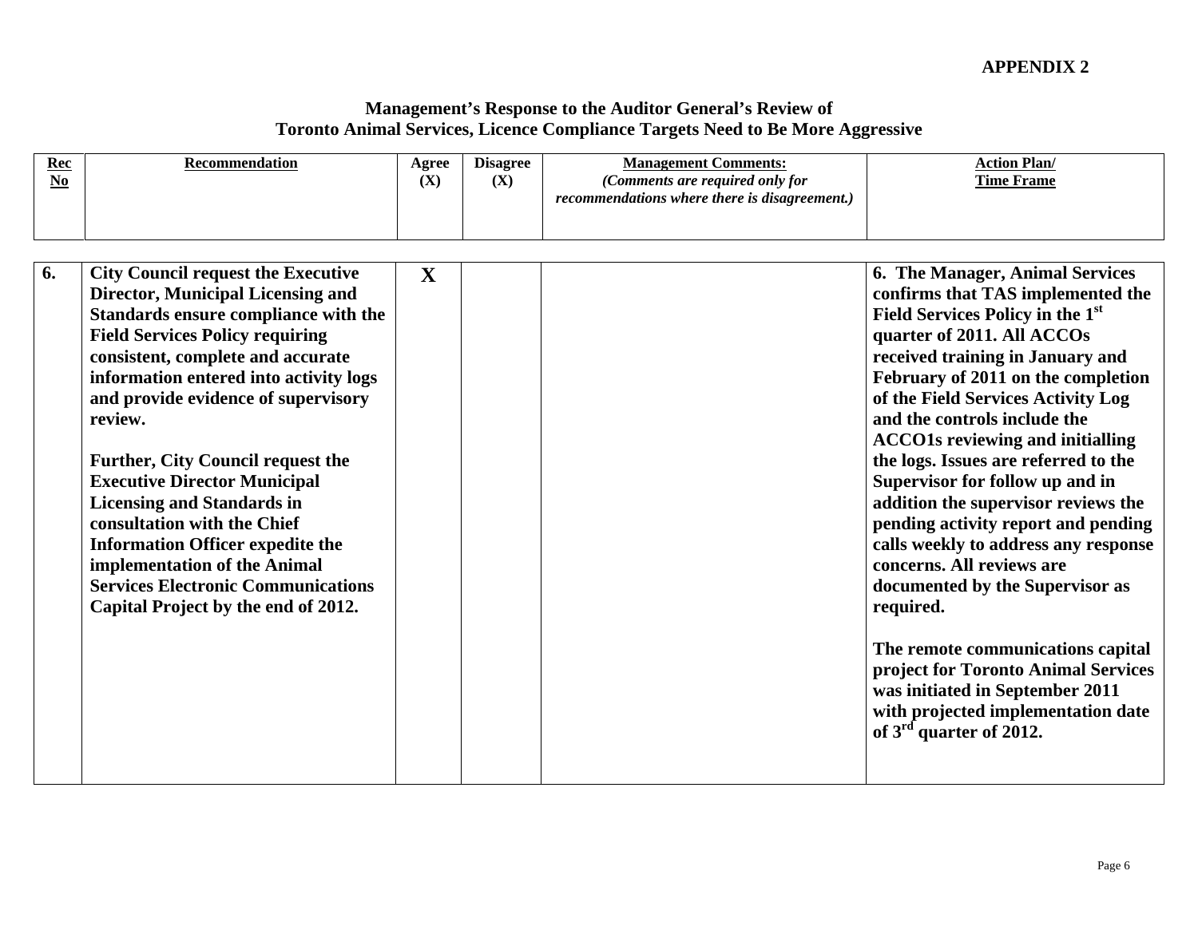APPENDIX 2

**Management's Response to the Auditor General's Review of Toronto Animal Services, Licence Compliance Targets Need to Be More Aggressive**

| Rec No | Recommendation | Agree (X) | Disagree (X) | Management Comments: *(Comments are required only for recommendations where there is disagreement.)* | Action Plan/ Time Frame |
|---|---|---|---|---|---|
| **6.** | **City Council request the Executive Director, Municipal Licensing and Standards ensure compliance with the Field Services Policy requiring consistent, complete and accurate information entered into activity logs and provide evidence of supervisory review.**<br><br>**Further, City Council request the Executive Director Municipal Licensing and Standards in consultation with the Chief Information Officer expedite the implementation of the Animal Services Electronic Communications Capital Project by the end of 2012.** | **X** | | | **6. The Manager, Animal Services confirms that TAS implemented the Field Services Policy in the 1st quarter of 2011. All ACCOs received training in January and February of 2011 on the completion of the Field Services Activity Log and the controls include the ACCO1s reviewing and initialling the logs. Issues are referred to the Supervisor for follow up and in addition the supervisor reviews the pending activity report and pending calls weekly to address any response concerns. All reviews are documented by the Supervisor as required.**<br><br>**The remote communications capital project for Toronto Animal Services was initiated in September 2011 with projected implementation date of 3rd quarter of 2012.** |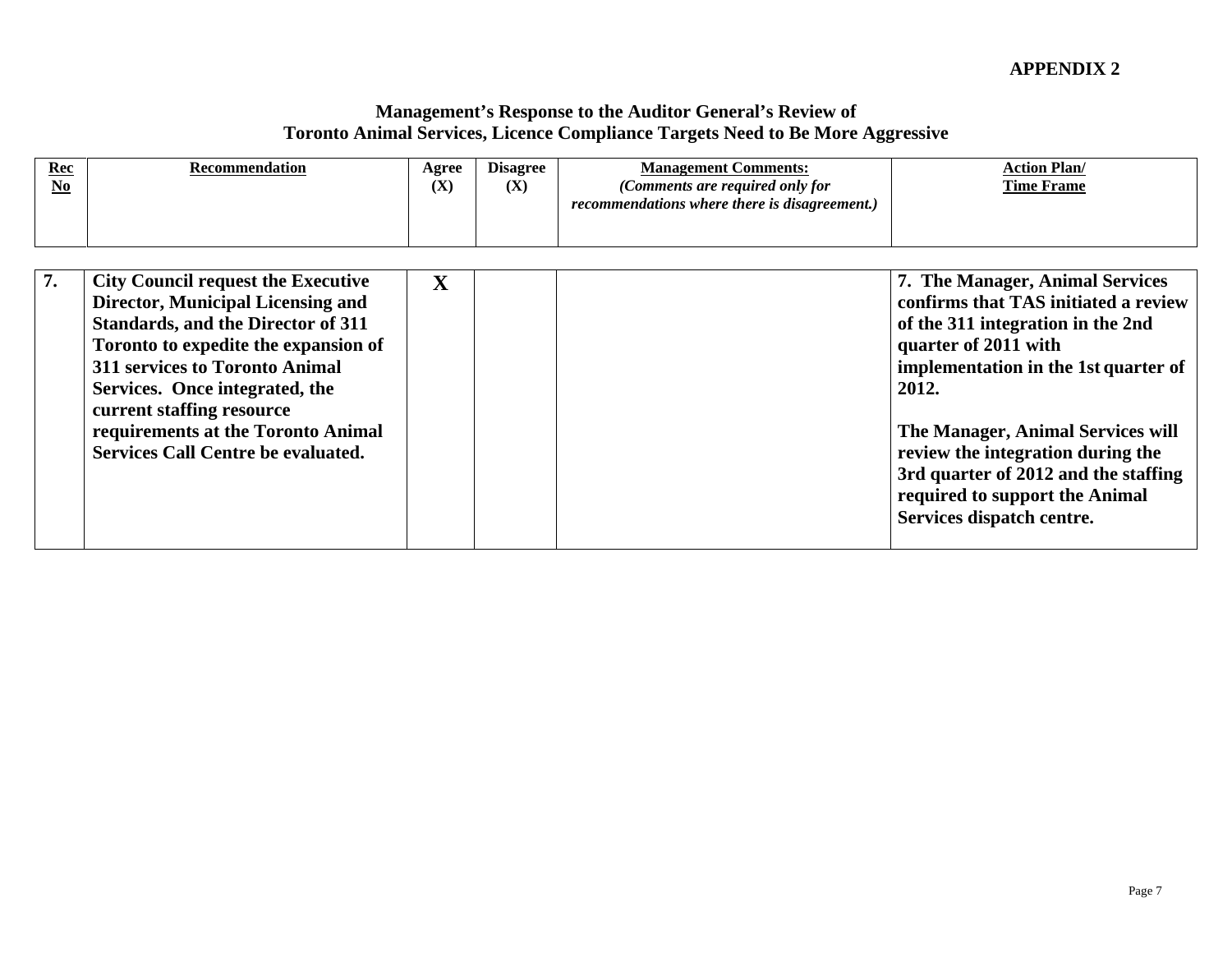**APPENDIX 2**

**Management's Response to the Auditor General's Review of Toronto Animal Services, Licence Compliance Targets Need to Be More Aggressive**

| Rec No | Recommendation | Agree (X) | Disagree (X) | Management Comments: *(Comments are required only for recommendations where there is disagreement.)* | Action Plan/ Time Frame |
|---|---|---|---|---|---|
| **7.** | **City Council request the Executive Director, Municipal Licensing and Standards, and the Director of 311 Toronto to expedite the expansion of 311 services to Toronto Animal Services. Once integrated, the current staffing resource requirements at the Toronto Animal Services Call Centre be evaluated.** | **X** | | | **7. The Manager, Animal Services confirms that TAS initiated a review of the 311 integration in the 2nd quarter of 2011 with implementation in the 1st quarter of 2012.**<br><br>**The Manager, Animal Services will review the integration during the 3rd quarter of 2012 and the staffing required to support the Animal Services dispatch centre.** |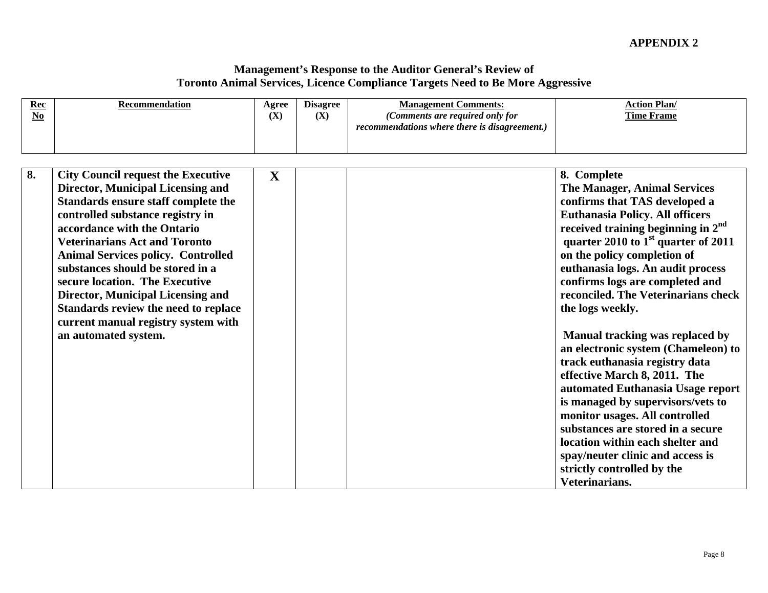**APPENDIX 2**

## Management's Response to the Auditor General's Review of Toronto Animal Services, Licence Compliance Targets Need to Be More Aggressive

| Rec No | Recommendation | Agree (X) | Disagree (X) | Management Comments: *(Comments are required only for recommendations where there is disagreement.)* | Action Plan/ Time Frame |
|---|---|---|---|---|---|
| **8.** | **City Council request the Executive Director, Municipal Licensing and Standards ensure staff complete the controlled substance registry in accordance with the Ontario Veterinarians Act and Toronto Animal Services policy. Controlled substances should be stored in a secure location. The Executive Director, Municipal Licensing and Standards review the need to replace current manual registry system with an automated system.** | **X** | | | **8. Complete** **The Manager, Animal Services confirms that TAS developed a Euthanasia Policy. All officers received training beginning in 2nd quarter 2010 to 1st quarter of 2011 on the policy completion of euthanasia logs. An audit process confirms logs are completed and reconciled. The Veterinarians check the logs weekly.** **Manual tracking was replaced by an electronic system (Chameleon) to track euthanasia registry data effective March 8, 2011. The automated Euthanasia Usage report is managed by supervisors/vets to monitor usages. All controlled substances are stored in a secure location within each shelter and spay/neuter clinic and access is strictly controlled by the Veterinarians.** |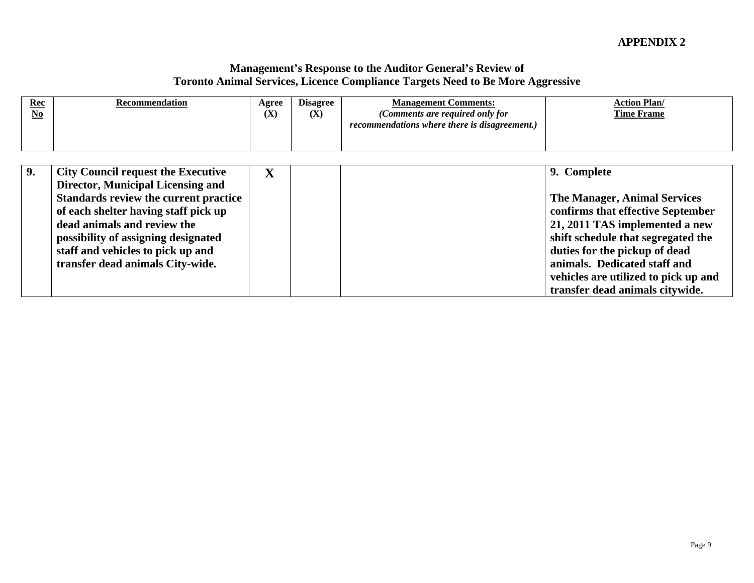**APPENDIX 2**

## Management's Response to the Auditor General's Review of Toronto Animal Services, Licence Compliance Targets Need to Be More Aggressive

| Rec No | Recommendation | Agree (X) | Disagree (X) | Management Comments: *(Comments are required only for recommendations where there is disagreement.)* | Action Plan/ Time Frame |
|---|---|---|---|---|---|
| **9.** | **City Council request the Executive Director, Municipal Licensing and Standards review the current practice of each shelter having staff pick up dead animals and review the possibility of assigning designated staff and vehicles to pick up and transfer dead animals City-wide.** | **X** | | | **9. Complete**<br><br>**The Manager, Animal Services confirms that effective September 21, 2011 TAS implemented a new shift schedule that segregated the duties for the pickup of dead animals. Dedicated staff and vehicles are utilized to pick up and transfer dead animals citywide.** |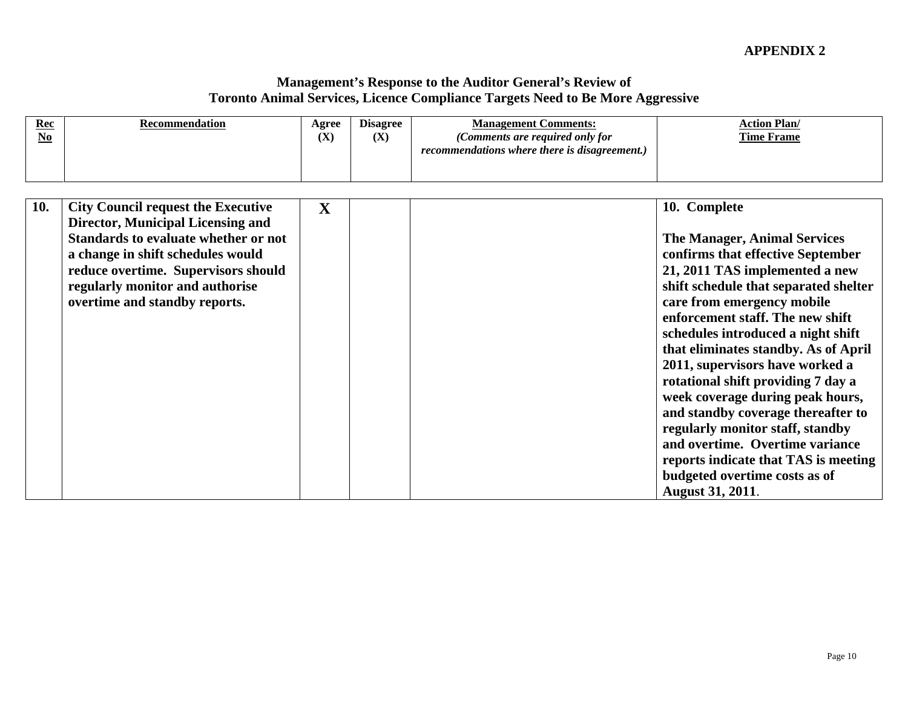**APPENDIX 2**

## Management's Response to the Auditor General's Review of Toronto Animal Services, Licence Compliance Targets Need to Be More Aggressive

| Rec No | Recommendation | Agree (X) | Disagree (X) | Management Comments: *(Comments are required only for recommendations where there is disagreement.)* | Action Plan/ Time Frame |
|---|---|---|---|---|---|
| **10.** | **City Council request the Executive Director, Municipal Licensing and Standards to evaluate whether or not a change in shift schedules would reduce overtime. Supervisors should regularly monitor and authorise overtime and standby reports.** | **X** | | | **10. Complete**<br><br>**The Manager, Animal Services confirms that effective September 21, 2011 TAS implemented a new shift schedule that separated shelter care from emergency mobile enforcement staff. The new shift schedules introduced a night shift that eliminates standby. As of April 2011, supervisors have worked a rotational shift providing 7 day a week coverage during peak hours, and standby coverage thereafter to regularly monitor staff, standby and overtime. Overtime variance reports indicate that TAS is meeting budgeted overtime costs as of August 31, 2011**. |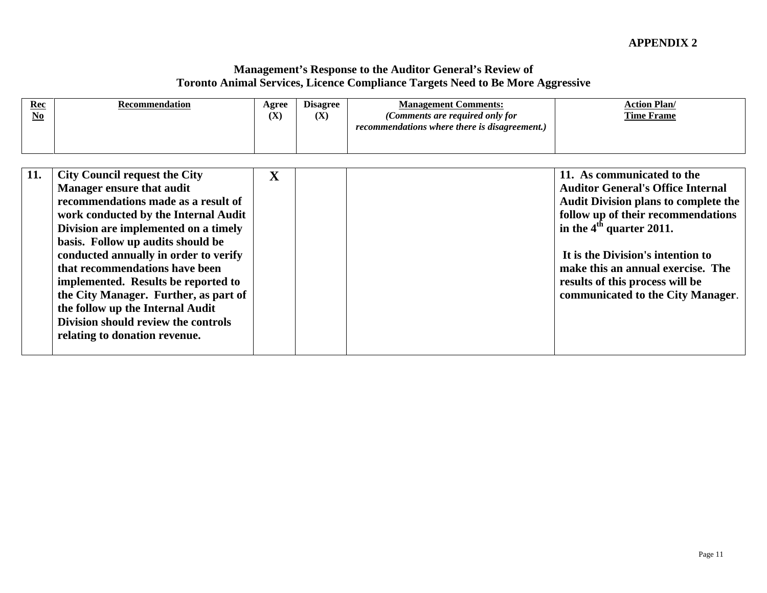**APPENDIX 2**

**Management's Response to the Auditor General's Review of Toronto Animal Services, Licence Compliance Targets Need to Be More Aggressive**

| Rec No | Recommendation | Agree (X) | Disagree (X) | Management Comments: *(Comments are required only for recommendations where there is disagreement.)* | Action Plan/ Time Frame |
|---|---|---|---|---|---|
| **11.** | **City Council request the City Manager ensure that audit recommendations made as a result of work conducted by the Internal Audit Division are implemented on a timely basis. Follow up audits should be conducted annually in order to verify that recommendations have been implemented. Results be reported to the City Manager. Further, as part of the follow up the Internal Audit Division should review the controls relating to donation revenue.** | **X** | | | **11. As communicated to the Auditor General's Office Internal Audit Division plans to complete the follow up of their recommendations in the 4th quarter 2011.** <br><br> **It is the Division's intention to make this an annual exercise. The results of this process will be communicated to the City Manager**. |